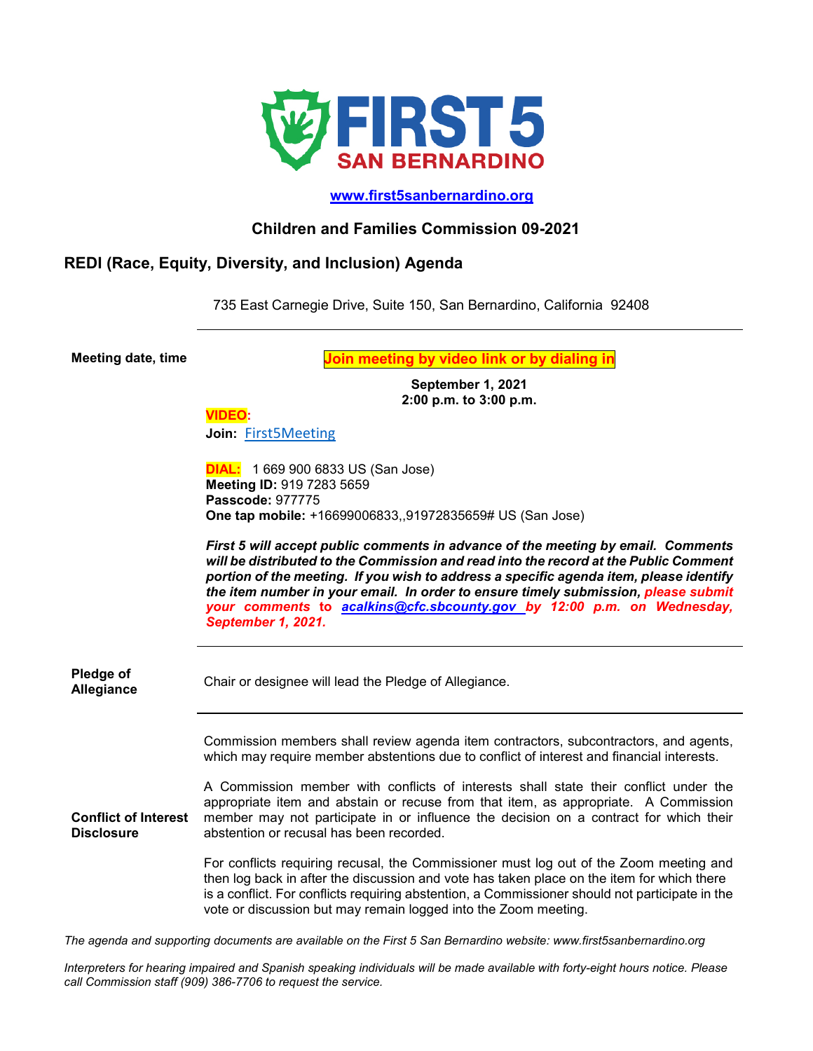**FIRST 5 SAN BERNARDINO**

**[www.first5sanbernardino.org](http://www.first5sanbernardino.org)**

## Children and Families Commission 09-2021

## REDI (Race, Equity, Diversity, and Inclusion) Agenda

735 East Carnegie Drive, Suite 150, San Bernardino, California 92408

---

**Meeting date, time**

**Join meeting by video link or by dialing in**

**September 1, 2021**
**2:00 p.m. to 3:00 p.m.**

**VIDEO:**
**Join:** First5Meeting

**DIAL:** 1 669 900 6833 US (San Jose)
**Meeting ID:** 919 7283 5659
**Passcode:** 977775
**One tap mobile:** +16699006833,,91972835659# US (San Jose)

***First 5 will accept public comments in advance of the meeting by email. Comments will be distributed to the Commission and read into the record at the Public Comment portion of the meeting. If you wish to address a specific agenda item, please identify the item number in your email. In order to ensure timely submission, please submit your comments to acalkins@cfc.sbcounty.gov by 12:00 p.m. on Wednesday, September 1, 2021.***

---

**Pledge of Allegiance**

Chair or designee will lead the Pledge of Allegiance.

---

**Conflict of Interest Disclosure**

Commission members shall review agenda item contractors, subcontractors, and agents, which may require member abstentions due to conflict of interest and financial interests.

A Commission member with conflicts of interests shall state their conflict under the appropriate item and abstain or recuse from that item, as appropriate. A Commission member may not participate in or influence the decision on a contract for which their abstention or recusal has been recorded.

For conflicts requiring recusal, the Commissioner must log out of the Zoom meeting and then log back in after the discussion and vote has taken place on the item for which there is a conflict. For conflicts requiring abstention, a Commissioner should not participate in the vote or discussion but may remain logged into the Zoom meeting.

*The agenda and supporting documents are available on the First 5 San Bernardino website: www.first5sanbernardino.org*

*Interpreters for hearing impaired and Spanish speaking individuals will be made available with forty-eight hours notice. Please call Commission staff (909) 386-7706 to request the service.*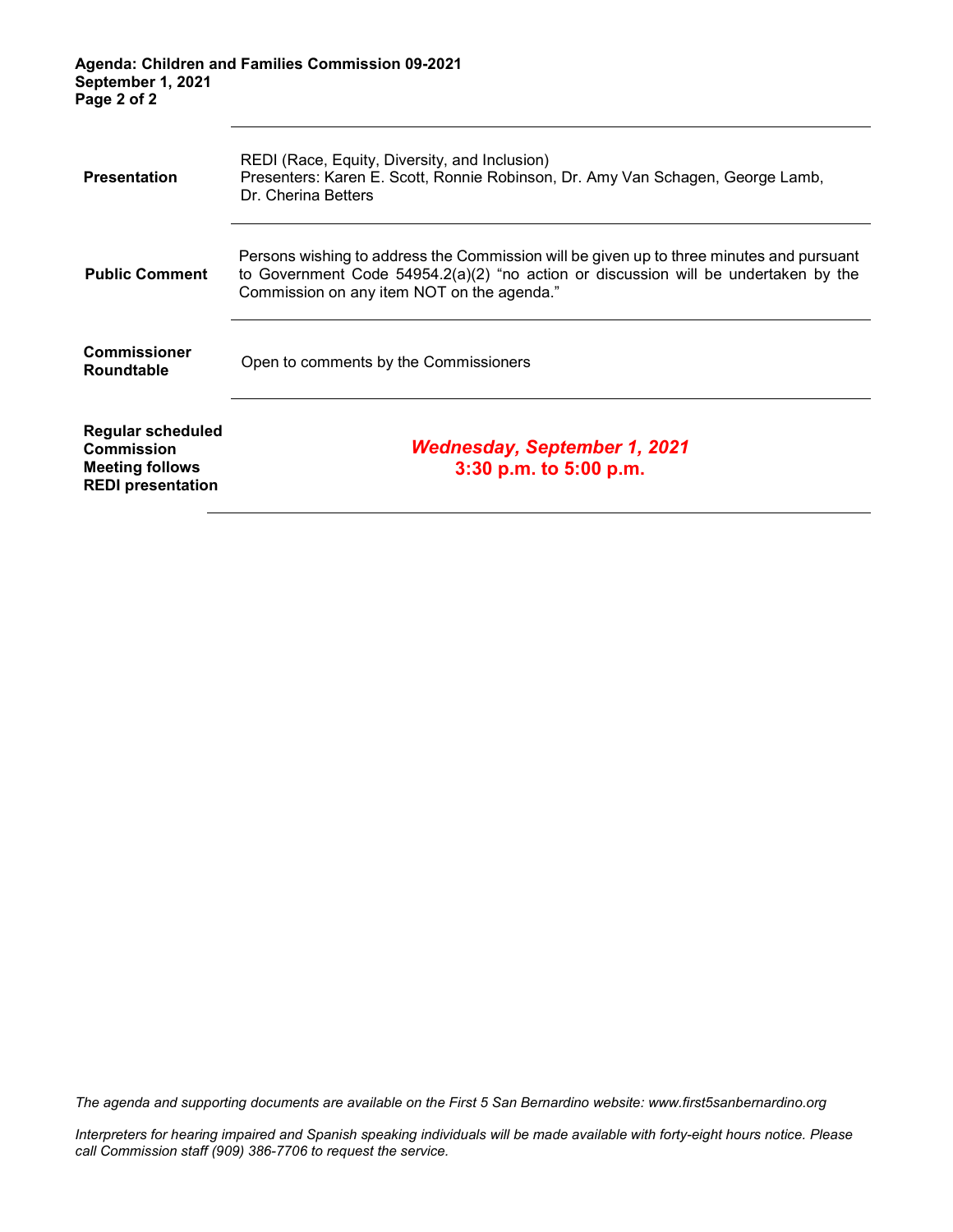| | |
|---|---|
| **Presentation** | REDI (Race, Equity, Diversity, and Inclusion)<br>Presenters: Karen E. Scott, Ronnie Robinson, Dr. Amy Van Schagen, George Lamb, Dr. Cherina Betters |
| **Public Comment** | Persons wishing to address the Commission will be given up to three minutes and pursuant to Government Code 54954.2(a)(2) "no action or discussion will be undertaken by the Commission on any item NOT on the agenda." |
| **Commissioner Roundtable** | Open to comments by the Commissioners |
| **Regular scheduled Commission Meeting follows REDI presentation** | ***Wednesday, September 1, 2021***<br>**3:30 p.m. to 5:00 p.m.** |

*The agenda and supporting documents are available on the First 5 San Bernardino website: www.first5sanbernardino.org*

*Interpreters for hearing impaired and Spanish speaking individuals will be made available with forty-eight hours notice. Please call Commission staff (909) 386-7706 to request the service.*